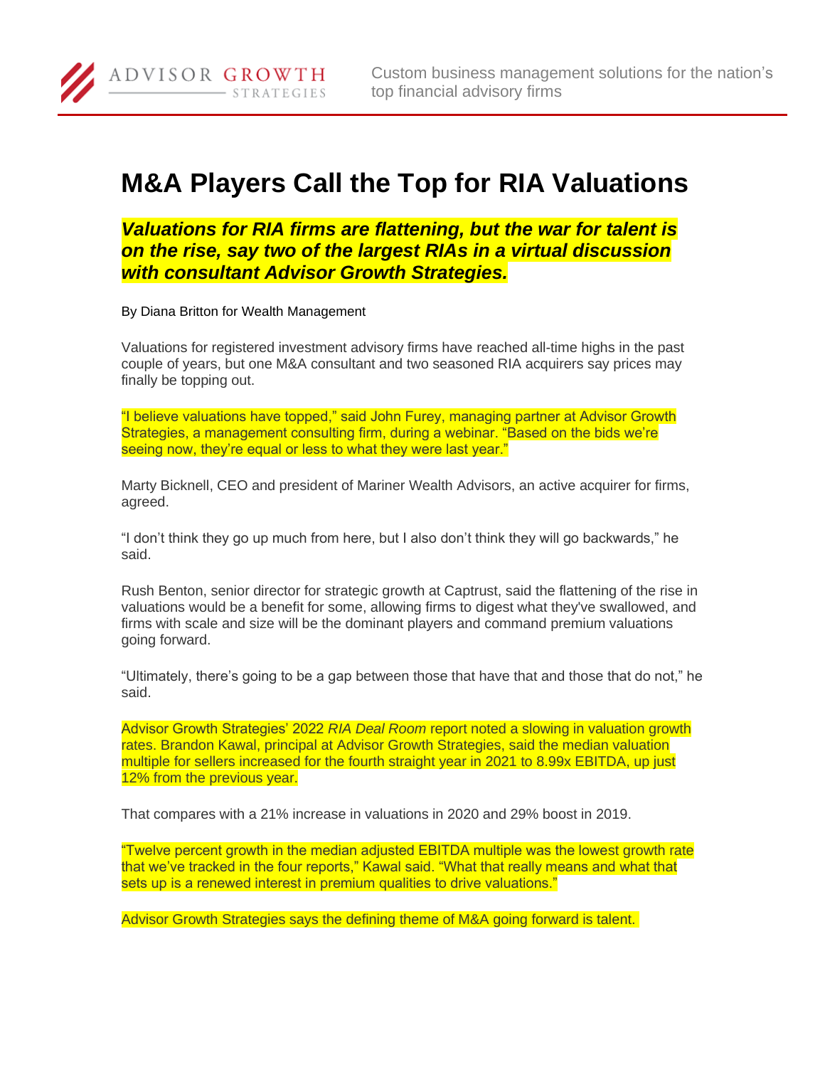# M&A Players Call the Top for RIA Valuations

***Valuations for RIA firms are flattening, but the war for talent is on the rise, say two of the largest RIAs in a virtual discussion with consultant Advisor Growth Strategies.***

By Diana Britton for Wealth Management

Valuations for registered investment advisory firms have reached all-time highs in the past couple of years, but one M&A consultant and two seasoned RIA acquirers say prices may finally be topping out.

"I believe valuations have topped," said John Furey, managing partner at Advisor Growth Strategies, a management consulting firm, during a webinar. "Based on the bids we're seeing now, they're equal or less to what they were last year."

Marty Bicknell, CEO and president of Mariner Wealth Advisors, an active acquirer for firms, agreed.

"I don't think they go up much from here, but I also don't think they will go backwards," he said.

Rush Benton, senior director for strategic growth at Captrust, said the flattening of the rise in valuations would be a benefit for some, allowing firms to digest what they've swallowed, and firms with scale and size will be the dominant players and command premium valuations going forward.

"Ultimately, there's going to be a gap between those that have that and those that do not," he said.

Advisor Growth Strategies' 2022 *RIA Deal Room* report noted a slowing in valuation growth rates. Brandon Kawal, principal at Advisor Growth Strategies, said the median valuation multiple for sellers increased for the fourth straight year in 2021 to 8.99x EBITDA, up just 12% from the previous year.

That compares with a 21% increase in valuations in 2020 and 29% boost in 2019.

"Twelve percent growth in the median adjusted EBITDA multiple was the lowest growth rate that we've tracked in the four reports," Kawal said. "What that really means and what that sets up is a renewed interest in premium qualities to drive valuations."

Advisor Growth Strategies says the defining theme of M&A going forward is talent.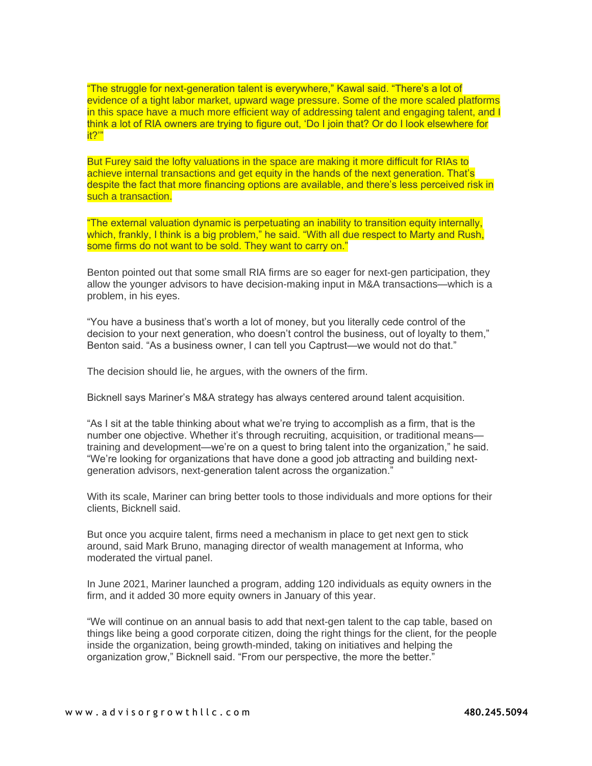"The struggle for next-generation talent is everywhere," Kawal said. "There's a lot of evidence of a tight labor market, upward wage pressure. Some of the more scaled platforms in this space have a much more efficient way of addressing talent and engaging talent, and I think a lot of RIA owners are trying to figure out, 'Do I join that? Or do I look elsewhere for it?'"

But Furey said the lofty valuations in the space are making it more difficult for RIAs to achieve internal transactions and get equity in the hands of the next generation. That's despite the fact that more financing options are available, and there's less perceived risk in such a transaction.

"The external valuation dynamic is perpetuating an inability to transition equity internally, which, frankly, I think is a big problem," he said. "With all due respect to Marty and Rush, some firms do not want to be sold. They want to carry on."

Benton pointed out that some small RIA firms are so eager for next-gen participation, they allow the younger advisors to have decision-making input in M&A transactions—which is a problem, in his eyes.

"You have a business that's worth a lot of money, but you literally cede control of the decision to your next generation, who doesn't control the business, out of loyalty to them," Benton said. "As a business owner, I can tell you Captrust—we would not do that."

The decision should lie, he argues, with the owners of the firm.

Bicknell says Mariner's M&A strategy has always centered around talent acquisition.

"As I sit at the table thinking about what we're trying to accomplish as a firm, that is the number one objective. Whether it's through recruiting, acquisition, or traditional means—training and development—we're on a quest to bring talent into the organization," he said. "We're looking for organizations that have done a good job attracting and building next-generation advisors, next-generation talent across the organization."

With its scale, Mariner can bring better tools to those individuals and more options for their clients, Bicknell said.

But once you acquire talent, firms need a mechanism in place to get next gen to stick around, said Mark Bruno, managing director of wealth management at Informa, who moderated the virtual panel.

In June 2021, Mariner launched a program, adding 120 individuals as equity owners in the firm, and it added 30 more equity owners in January of this year.

"We will continue on an annual basis to add that next-gen talent to the cap table, based on things like being a good corporate citizen, doing the right things for the client, for the people inside the organization, being growth-minded, taking on initiatives and helping the organization grow," Bicknell said. "From our perspective, the more the better."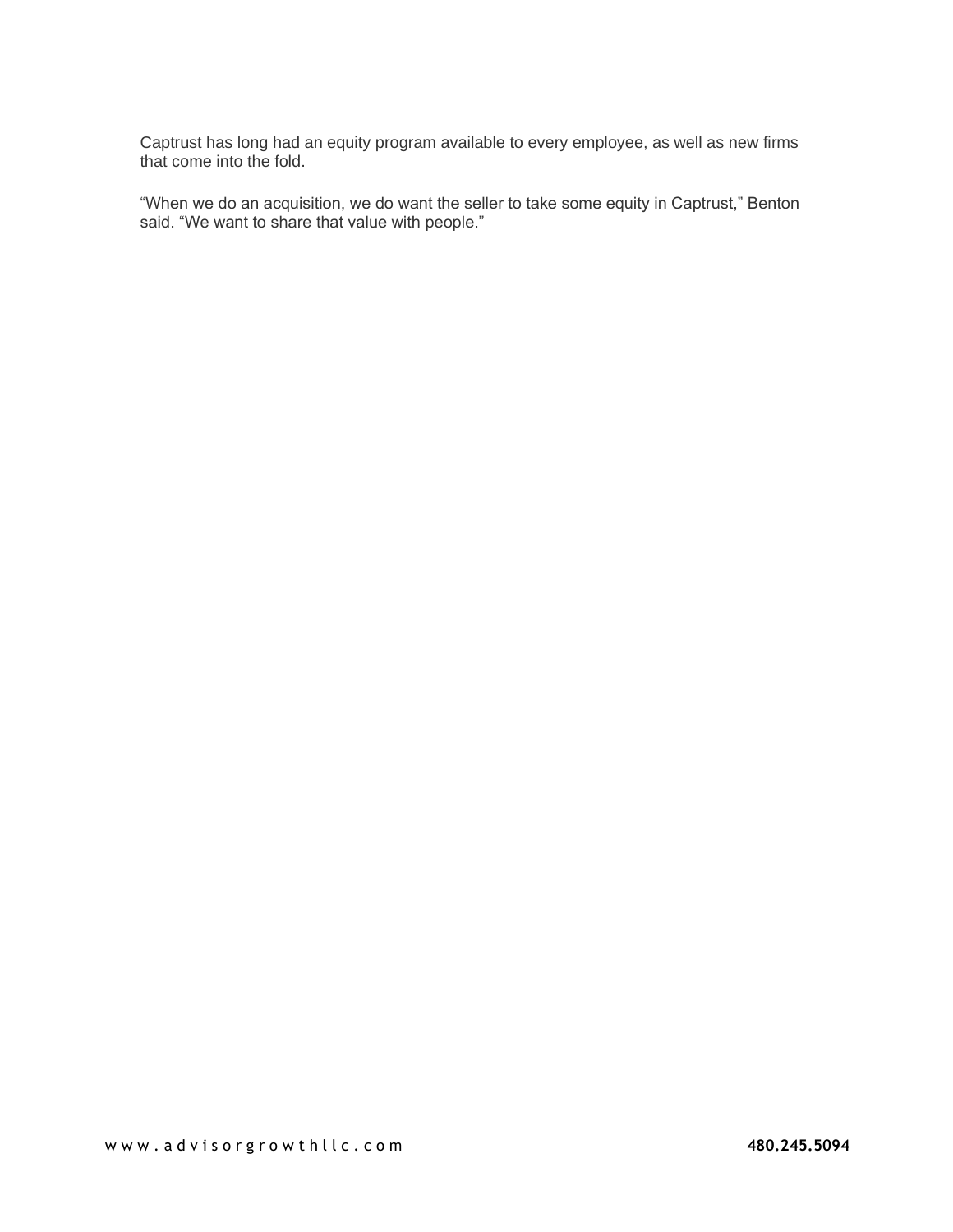Captrust has long had an equity program available to every employee, as well as new firms that come into the fold.

"When we do an acquisition, we do want the seller to take some equity in Captrust," Benton said. "We want to share that value with people."